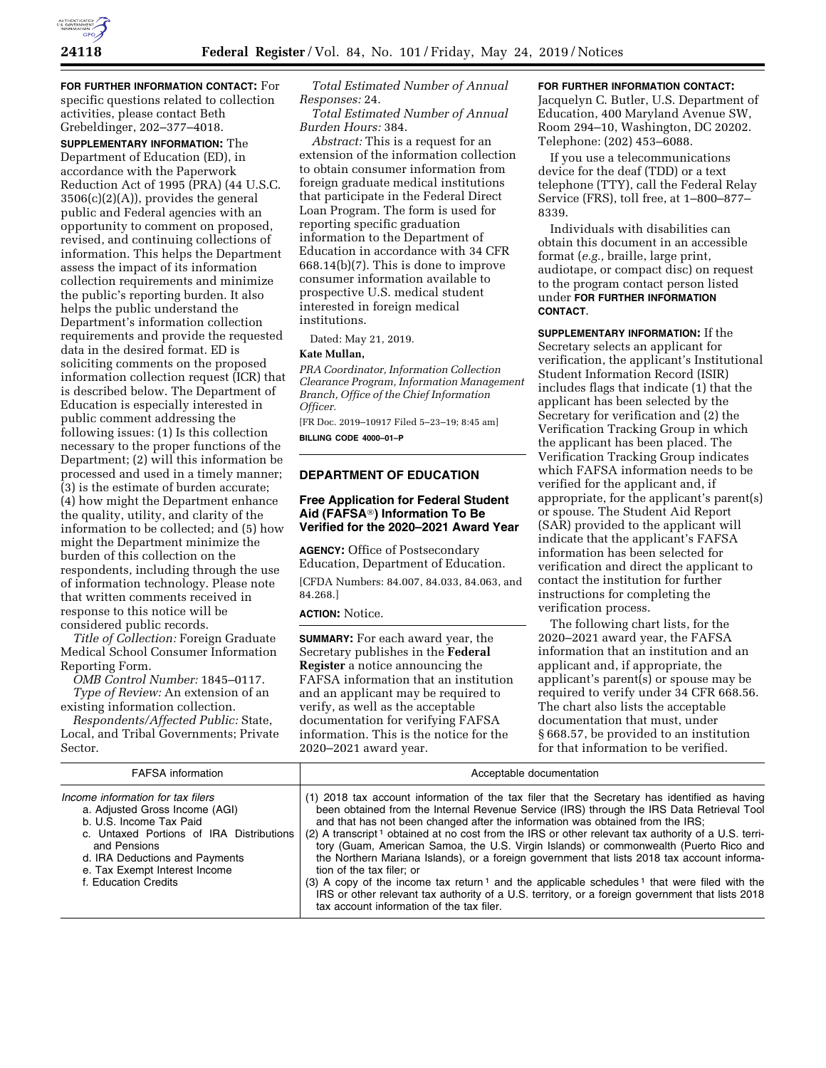**FOR FURTHER INFORMATION CONTACT:** For specific questions related to collection activities, please contact Beth Grebeldinger, 202–377–4018.

**SUPPLEMENTARY INFORMATION:** The Department of Education (ED), in accordance with the Paperwork Reduction Act of 1995 (PRA) (44 U.S.C. 3506(c)(2)(A)), provides the general public and Federal agencies with an opportunity to comment on proposed, revised, and continuing collections of information. This helps the Department assess the impact of its information collection requirements and minimize the public's reporting burden. It also helps the public understand the Department's information collection requirements and provide the requested data in the desired format. ED is soliciting comments on the proposed information collection request (ICR) that is described below. The Department of Education is especially interested in public comment addressing the following issues: (1) Is this collection necessary to the proper functions of the Department; (2) will this information be processed and used in a timely manner; (3) is the estimate of burden accurate; (4) how might the Department enhance the quality, utility, and clarity of the information to be collected; and (5) how might the Department minimize the burden of this collection on the respondents, including through the use of information technology. Please note that written comments received in response to this notice will be considered public records.

*Title of Collection:* Foreign Graduate Medical School Consumer Information Reporting Form.

*OMB Control Number:* 1845–0117.

*Type of Review:* An extension of an existing information collection.

*Respondents/Affected Public:* State, Local, and Tribal Governments; Private Sector.

*Total Estimated Number of Annual Responses:* 24.

*Total Estimated Number of Annual Burden Hours:* 384.

*Abstract:* This is a request for an extension of the information collection to obtain consumer information from foreign graduate medical institutions that participate in the Federal Direct Loan Program. The form is used for reporting specific graduation information to the Department of Education in accordance with 34 CFR 668.14(b)(7). This is done to improve consumer information available to prospective U.S. medical student interested in foreign medical institutions.

Dated: May 21, 2019.

**Kate Mullan,**

*PRA Coordinator, Information Collection Clearance Program, Information Management Branch, Office of the Chief Information Officer.*

[FR Doc. 2019–10917 Filed 5–23–19; 8:45 am]

**BILLING CODE 4000–01–P**

## DEPARTMENT OF EDUCATION

### Free Application for Federal Student Aid (FAFSA®) Information To Be Verified for the 2020–2021 Award Year

**AGENCY:** Office of Postsecondary Education, Department of Education.

[CFDA Numbers: 84.007, 84.033, 84.063, and 84.268.]

**ACTION:** Notice.

**SUMMARY:** For each award year, the Secretary publishes in the **Federal Register** a notice announcing the FAFSA information that an institution and an applicant may be required to verify, as well as the acceptable documentation for verifying FAFSA information. This is the notice for the 2020–2021 award year.

**FOR FURTHER INFORMATION CONTACT:** Jacquelyn C. Butler, U.S. Department of Education, 400 Maryland Avenue SW, Room 294–10, Washington, DC 20202. Telephone: (202) 453–6088.

If you use a telecommunications device for the deaf (TDD) or a text telephone (TTY), call the Federal Relay Service (FRS), toll free, at 1–800–877–8339.

Individuals with disabilities can obtain this document in an accessible format (*e.g.,* braille, large print, audiotape, or compact disc) on request to the program contact person listed under **FOR FURTHER INFORMATION CONTACT**.

**SUPPLEMENTARY INFORMATION:** If the Secretary selects an applicant for verification, the applicant's Institutional Student Information Record (ISIR) includes flags that indicate (1) that the applicant has been selected by the Secretary for verification and (2) the Verification Tracking Group in which the applicant has been placed. The Verification Tracking Group indicates which FAFSA information needs to be verified for the applicant and, if appropriate, for the applicant's parent(s) or spouse. The Student Aid Report (SAR) provided to the applicant will indicate that the applicant's FAFSA information has been selected for verification and direct the applicant to contact the institution for further instructions for completing the verification process.

The following chart lists, for the 2020–2021 award year, the FAFSA information that an institution and an applicant and, if appropriate, the applicant's parent(s) or spouse may be required to verify under 34 CFR 668.56. The chart also lists the acceptable documentation that must, under § 668.57, be provided to an institution for that information to be verified.

| FAFSA information | Acceptable documentation |
|---|---|
| *Income information for tax filers*<br>a. Adjusted Gross Income (AGI)<br>b. U.S. Income Tax Paid<br>c. Untaxed Portions of IRA Distributions and Pensions<br>d. IRA Deductions and Payments<br>e. Tax Exempt Interest Income<br>f. Education Credits | (1) 2018 tax account information of the tax filer that the Secretary has identified as having been obtained from the Internal Revenue Service (IRS) through the IRS Data Retrieval Tool and that has not been changed after the information was obtained from the IRS;<br>(2) A transcript [1] obtained at no cost from the IRS or other relevant tax authority of a U.S. territory (Guam, American Samoa, the U.S. Virgin Islands) or commonwealth (Puerto Rico and the Northern Mariana Islands), or a foreign government that lists 2018 tax account information of the tax filer; or<br>(3) A copy of the income tax return [1] and the applicable schedules [1] that were filed with the IRS or other relevant tax authority of a U.S. territory, or a foreign government that lists 2018 tax account information of the tax filer. |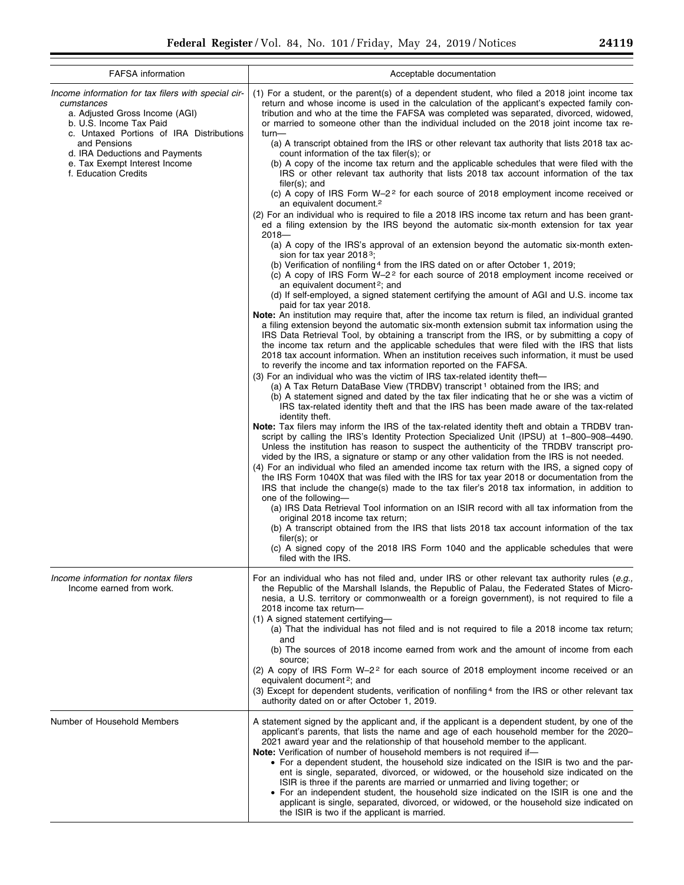| FAFSA information | Acceptable documentation |
| --- | --- |
| *Income information for tax filers with special circumstances*<br>a. Adjusted Gross Income (AGI)<br>b. U.S. Income Tax Paid<br>c. Untaxed Portions of IRA Distributions and Pensions<br>d. IRA Deductions and Payments<br>e. Tax Exempt Interest Income<br>f. Education Credits | (1) For a student, or the parent(s) of a dependent student, who filed a 2018 joint income tax return and whose income is used in the calculation of the applicant's expected family contribution and who at the time the FAFSA was completed was separated, divorced, widowed, or married to someone other than the individual included on the 2018 joint income tax return—<br>(a) A transcript obtained from the IRS or other relevant tax authority that lists 2018 tax account information of the tax filer(s); or<br>(b) A copy of the income tax return and the applicable schedules that were filed with the IRS or other relevant tax authority that lists 2018 tax account information of the tax filer(s); and<br>(c) A copy of IRS Form W–2[2] for each source of 2018 employment income received or an equivalent document.[2]<br>(2) For an individual who is required to file a 2018 IRS income tax return and has been granted a filing extension by the IRS beyond the automatic six-month extension for tax year 2018—<br>(a) A copy of the IRS's approval of an extension beyond the automatic six-month extension for tax year 2018[3];<br>(b) Verification of nonfiling[4] from the IRS dated on or after October 1, 2019;<br>(c) A copy of IRS Form W–2[2] for each source of 2018 employment income received or an equivalent document[2]; and<br>(d) If self-employed, a signed statement certifying the amount of AGI and U.S. income tax paid for tax year 2018.<br>**Note:** An institution may require that, after the income tax return is filed, an individual granted a filing extension beyond the automatic six-month extension submit tax information using the IRS Data Retrieval Tool, by obtaining a transcript from the IRS, or by submitting a copy of the income tax return and the applicable schedules that were filed with the IRS that lists 2018 tax account information. When an institution receives such information, it must be used to reverify the income and tax information reported on the FAFSA.<br>(3) For an individual who was the victim of IRS tax-related identity theft—<br>(a) A Tax Return DataBase View (TRDBV) transcript[1] obtained from the IRS; and<br>(b) A statement signed and dated by the tax filer indicating that he or she was a victim of IRS tax-related identity theft and that the IRS has been made aware of the tax-related identity theft.<br>**Note:** Tax filers may inform the IRS of the tax-related identity theft and obtain a TRDBV transcript by calling the IRS's Identity Protection Specialized Unit (IPSU) at 1–800–908–4490. Unless the institution has reason to suspect the authenticity of the TRDBV transcript provided by the IRS, a signature or stamp or any other validation from the IRS is not needed.<br>(4) For an individual who filed an amended income tax return with the IRS, a signed copy of the IRS Form 1040X that was filed with the IRS for tax year 2018 or documentation from the IRS that include the change(s) made to the tax filer's 2018 tax information, in addition to one of the following—<br>(a) IRS Data Retrieval Tool information on an ISIR record with all tax information from the original 2018 income tax return;<br>(b) A transcript obtained from the IRS that lists 2018 tax account information of the tax filer(s); or<br>(c) A signed copy of the 2018 IRS Form 1040 and the applicable schedules that were filed with the IRS. |
| *Income information for nontax filers*<br>Income earned from work. | For an individual who has not filed and, under IRS or other relevant tax authority rules (*e.g.,* the Republic of the Marshall Islands, the Republic of Palau, the Federated States of Micronesia, a U.S. territory or commonwealth or a foreign government), is not required to file a 2018 income tax return—<br>(1) A signed statement certifying—<br>(a) That the individual has not filed and is not required to file a 2018 income tax return; and<br>(b) The sources of 2018 income earned from work and the amount of income from each source;<br>(2) A copy of IRS Form W–2[2] for each source of 2018 employment income received or an equivalent document[2]; and<br>(3) Except for dependent students, verification of nonfiling[4] from the IRS or other relevant tax authority dated on or after October 1, 2019. |
| Number of Household Members | A statement signed by the applicant and, if the applicant is a dependent student, by one of the applicant's parents, that lists the name and age of each household member for the 2020–2021 award year and the relationship of that household member to the applicant.<br>**Note:** Verification of number of household members is not required if—<br>• For a dependent student, the household size indicated on the ISIR is two and the parent is single, separated, divorced, or widowed, or the household size indicated on the ISIR is three if the parents are married or unmarried and living together; or<br>• For an independent student, the household size indicated on the ISIR is one and the applicant is single, separated, divorced, or widowed, or the household size indicated on the ISIR is two if the applicant is married. |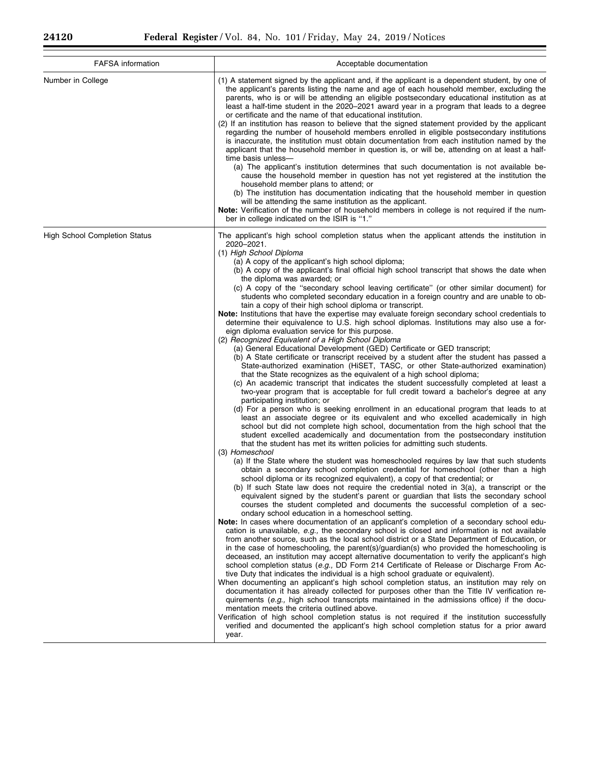| FAFSA information | Acceptable documentation |
| --- | --- |
| Number in College | (1) A statement signed by the applicant and, if the applicant is a dependent student, by one of the applicant's parents listing the name and age of each household member, excluding the parents, who is or will be attending an eligible postsecondary educational institution as at least a half-time student in the 2020–2021 award year in a program that leads to a degree or certificate and the name of that educational institution.<br>(2) If an institution has reason to believe that the signed statement provided by the applicant regarding the number of household members enrolled in eligible postsecondary institutions is inaccurate, the institution must obtain documentation from each institution named by the applicant that the household member in question is, or will be, attending on at least a half-time basis unless—<br>(a) The applicant's institution determines that such documentation is not available because the household member in question has not yet registered at the institution the household member plans to attend; or<br>(b) The institution has documentation indicating that the household member in question will be attending the same institution as the applicant.<br>**Note:** Verification of the number of household members in college is not required if the number in college indicated on the ISIR is "1." |
| High School Completion Status | The applicant's high school completion status when the applicant attends the institution in 2020–2021.<br>(1) *High School Diploma*<br>(a) A copy of the applicant's high school diploma;<br>(b) A copy of the applicant's final official high school transcript that shows the date when the diploma was awarded; or<br>(c) A copy of the "secondary school leaving certificate" (or other similar document) for students who completed secondary education in a foreign country and are unable to obtain a copy of their high school diploma or transcript.<br>**Note:** Institutions that have the expertise may evaluate foreign secondary school credentials to determine their equivalence to U.S. high school diplomas. Institutions may also use a foreign diploma evaluation service for this purpose.<br>(2) *Recognized Equivalent of a High School Diploma*<br>(a) General Educational Development (GED) Certificate or GED transcript;<br>(b) A State certificate or transcript received by a student after the student has passed a State-authorized examination (HiSET, TASC, or other State-authorized examination) that the State recognizes as the equivalent of a high school diploma;<br>(c) An academic transcript that indicates the student successfully completed at least a two-year program that is acceptable for full credit toward a bachelor's degree at any participating institution; or<br>(d) For a person who is seeking enrollment in an educational program that leads to at least an associate degree or its equivalent and who excelled academically in high school but did not complete high school, documentation from the high school that the student excelled academically and documentation from the postsecondary institution that the student has met its written policies for admitting such students.<br>(3) *Homeschool*<br>(a) If the State where the student was homeschooled requires by law that such students obtain a secondary school completion credential for homeschool (other than a high school diploma or its recognized equivalent), a copy of that credential; or<br>(b) If such State law does not require the credential noted in 3(a), a transcript or the equivalent signed by the student's parent or guardian that lists the secondary school courses the student completed and documents the successful completion of a secondary school education in a homeschool setting.<br>**Note:** In cases where documentation of an applicant's completion of a secondary school education is unavailable, *e.g.,* the secondary school is closed and information is not available from another source, such as the local school district or a State Department of Education, or in the case of homeschooling, the parent(s)/guardian(s) who provided the homeschooling is deceased, an institution may accept alternative documentation to verify the applicant's high school completion status (*e.g.,* DD Form 214 Certificate of Release or Discharge From Active Duty that indicates the individual is a high school graduate or equivalent).<br>When documenting an applicant's high school completion status, an institution may rely on documentation it has already collected for purposes other than the Title IV verification requirements (*e.g.,* high school transcripts maintained in the admissions office) if the documentation meets the criteria outlined above.<br>Verification of high school completion status is not required if the institution successfully verified and documented the applicant's high school completion status for a prior award year. |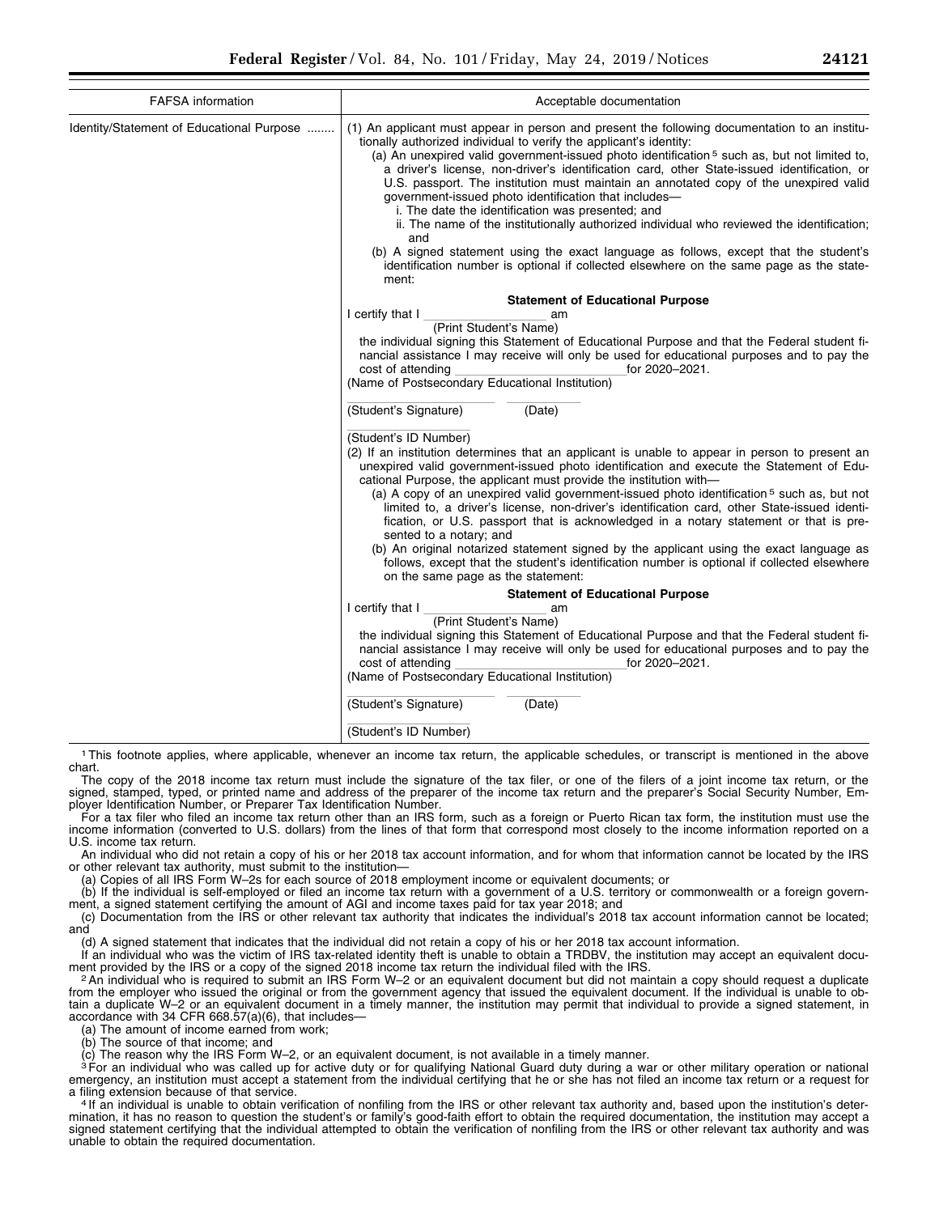| FAFSA information | Acceptable documentation |
|---|---|
| Identity/Statement of Educational Purpose | (1) An applicant must appear in person and present the following documentation to an institutionally authorized individual to verify the applicant's identity:<br>(a) An unexpired valid government-issued photo identification [5] such as, but not limited to, a driver's license, non-driver's identification card, other State-issued identification, or U.S. passport. The institution must maintain an annotated copy of the unexpired valid government-issued photo identification that includes—<br>i. The date the identification was presented; and<br>ii. The name of the institutionally authorized individual who reviewed the identification; and<br>(b) A signed statement using the exact language as follows, except that the student's identification number is optional if collected elsewhere on the same page as the statement:<br>**Statement of Educational Purpose**<br>I certify that I \_\_\_\_\_\_\_\_\_\_\_\_\_\_\_\_\_\_ am<br>(Print Student's Name)<br>the individual signing this Statement of Educational Purpose and that the Federal student financial assistance I may receive will only be used for educational purposes and to pay the cost of attending \_\_\_\_\_\_\_\_\_\_\_\_\_\_\_\_\_\_\_\_\_\_\_\_ for 2020–2021.<br>(Name of Postsecondary Educational Institution)<br>\_\_\_\_\_\_\_\_\_\_\_\_\_\_\_\_ \_\_\_\_\_\_\_\_<br>(Student's Signature) (Date)<br>\_\_\_\_\_\_\_\_\_\_\_\_\_\_\_\_<br>(Student's ID Number)<br>(2) If an institution determines that an applicant is unable to appear in person to present an unexpired valid government-issued photo identification and execute the Statement of Educational Purpose, the applicant must provide the institution with—<br>(a) A copy of an unexpired valid government-issued photo identification [5] such as, but not limited to, a driver's license, non-driver's identification card, other State-issued identification, or U.S. passport that is acknowledged in a notary statement or that is presented to a notary; and<br>(b) An original notarized statement signed by the applicant using the exact language as follows, except that the student's identification number is optional if collected elsewhere on the same page as the statement:<br>**Statement of Educational Purpose**<br>I certify that I \_\_\_\_\_\_\_\_\_\_\_\_\_\_\_\_\_\_ am<br>(Print Student's Name)<br>the individual signing this Statement of Educational Purpose and that the Federal student financial assistance I may receive will only be used for educational purposes and to pay the cost of attending \_\_\_\_\_\_\_\_\_\_\_\_\_\_\_\_\_\_\_\_\_\_\_\_ for 2020–2021.<br>(Name of Postsecondary Educational Institution)<br>\_\_\_\_\_\_\_\_\_\_\_\_\_\_\_\_ \_\_\_\_\_\_\_\_<br>(Student's Signature) (Date)<br>\_\_\_\_\_\_\_\_\_\_\_\_\_\_\_\_<br>(Student's ID Number) |

[1] This footnote applies, where applicable, whenever an income tax return, the applicable schedules, or transcript is mentioned in the above chart.

The copy of the 2018 income tax return must include the signature of the tax filer, or one of the filers of a joint income tax return, or the signed, stamped, typed, or printed name and address of the preparer of the income tax return and the preparer's Social Security Number, Employer Identification Number, or Preparer Tax Identification Number.

For a tax filer who filed an income tax return other than an IRS form, such as a foreign or Puerto Rican tax form, the institution must use the income information (converted to U.S. dollars) from the lines of that form that correspond most closely to the income information reported on a U.S. income tax return.

An individual who did not retain a copy of his or her 2018 tax account information, and for whom that information cannot be located by the IRS or other relevant tax authority, must submit to the institution—

(a) Copies of all IRS Form W–2s for each source of 2018 employment income or equivalent documents; or

(b) If the individual is self-employed or filed an income tax return with a government of a U.S. territory or commonwealth or a foreign government, a signed statement certifying the amount of AGI and income taxes paid for tax year 2018; and

(c) Documentation from the IRS or other relevant tax authority that indicates the individual's 2018 tax account information cannot be located; and

(d) A signed statement that indicates that the individual did not retain a copy of his or her 2018 tax account information.

If an individual who was the victim of IRS tax-related identity theft is unable to obtain a TRDBV, the institution may accept an equivalent document provided by the IRS or a copy of the signed 2018 income tax return the individual filed with the IRS.

[2] An individual who is required to submit an IRS Form W–2 or an equivalent document but did not maintain a copy should request a duplicate from the employer who issued the original or from the government agency that issued the equivalent document. If the individual is unable to obtain a duplicate W–2 or an equivalent document in a timely manner, the institution may permit that individual to provide a signed statement, in accordance with 34 CFR 668.57(a)(6), that includes—

(a) The amount of income earned from work;

(b) The source of that income; and

(c) The reason why the IRS Form W–2, or an equivalent document, is not available in a timely manner.

[3] For an individual who was called up for active duty or for qualifying National Guard duty during a war or other military operation or national emergency, an institution must accept a statement from the individual certifying that he or she has not filed an income tax return or a request for a filing extension because of that service.

[4] If an individual is unable to obtain verification of nonfiling from the IRS or other relevant tax authority and, based upon the institution's determination, it has no reason to question the student's or family's good-faith effort to obtain the required documentation, the institution may accept a signed statement certifying that the individual attempted to obtain the verification of nonfiling from the IRS or other relevant tax authority and was unable to obtain the required documentation.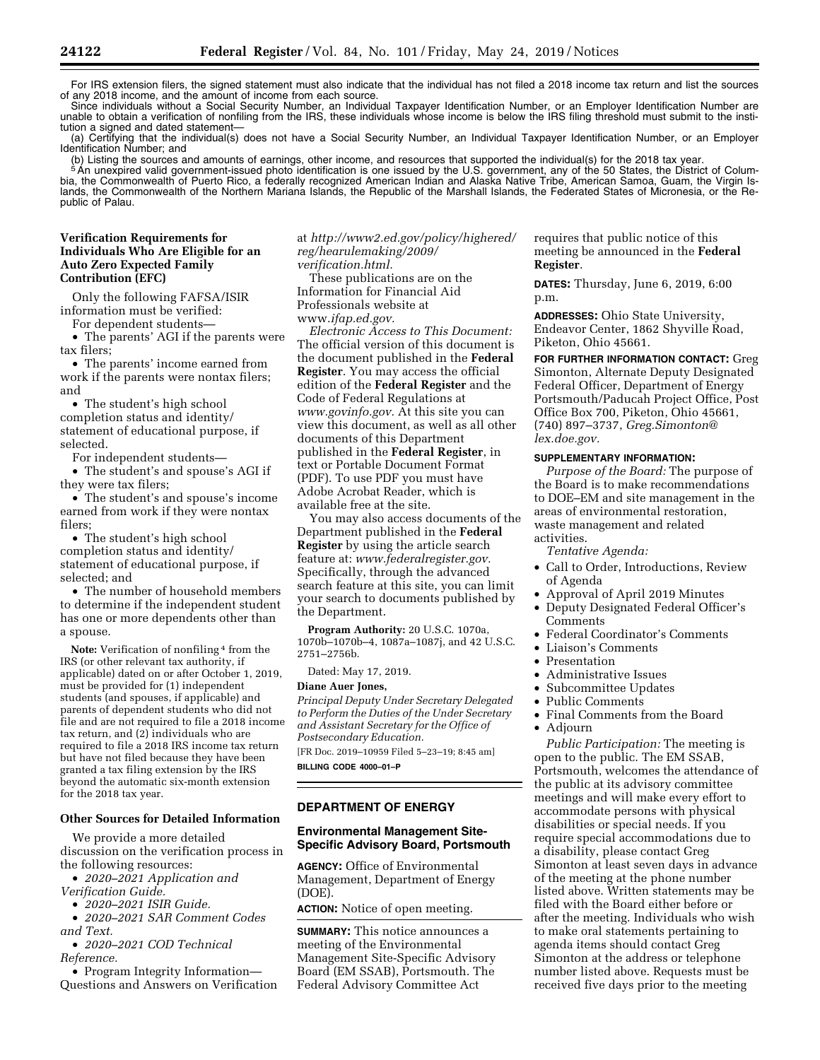For IRS extension filers, the signed statement must also indicate that the individual has not filed a 2018 income tax return and list the sources of any 2018 income, and the amount of income from each source.

Since individuals without a Social Security Number, an Individual Taxpayer Identification Number, or an Employer Identification Number are unable to obtain a verification of nonfiling from the IRS, these individuals whose income is below the IRS filing threshold must submit to the institution a signed and dated statement—

(a) Certifying that the individual(s) does not have a Social Security Number, an Individual Taxpayer Identification Number, or an Employer Identification Number; and

(b) Listing the sources and amounts of earnings, other income, and resources that supported the individual(s) for the 2018 tax year.

[5] An unexpired valid government-issued photo identification is one issued by the U.S. government, any of the 50 States, the District of Columbia, the Commonwealth of Puerto Rico, a federally recognized American Indian and Alaska Native Tribe, American Samoa, Guam, the Virgin Islands, the Commonwealth of the Northern Mariana Islands, the Republic of the Marshall Islands, the Federated States of Micronesia, or the Republic of Palau.

**Verification Requirements for Individuals Who Are Eligible for an Auto Zero Expected Family Contribution (EFC)**

Only the following FAFSA/ISIR information must be verified:

For dependent students—

- The parents' AGI if the parents were tax filers;
- The parents' income earned from work if the parents were nontax filers; and
- The student's high school completion status and identity/statement of educational purpose, if selected.

For independent students—

- The student's and spouse's AGI if they were tax filers;
- The student's and spouse's income earned from work if they were nontax filers;
- The student's high school completion status and identity/statement of educational purpose, if selected; and
- The number of household members to determine if the independent student has one or more dependents other than a spouse.

**Note:** Verification of nonfiling[4] from the IRS (or other relevant tax authority, if applicable) dated on or after October 1, 2019, must be provided for (1) independent students (and spouses, if applicable) and parents of dependent students who did not file and are not required to file a 2018 income tax return, and (2) individuals who are required to file a 2018 IRS income tax return but have not filed because they have been granted a tax filing extension by the IRS beyond the automatic six-month extension for the 2018 tax year.

**Other Sources for Detailed Information**

We provide a more detailed discussion on the verification process in the following resources:

- *2020–2021 Application and Verification Guide.*
- *2020–2021 ISIR Guide.*
- *2020–2021 SAR Comment Codes and Text.*
- *2020–2021 COD Technical Reference.*
- Program Integrity Information—Questions and Answers on Verification at *http://www2.ed.gov/policy/highered/reg/hearulemaking/2009/verification.html.*

These publications are on the Information for Financial Aid Professionals website at www.*ifap.ed.gov.*

*Electronic Access to This Document:* The official version of this document is the document published in the **Federal Register**. You may access the official edition of the **Federal Register** and the Code of Federal Regulations at *www.govinfo.gov.* At this site you can view this document, as well as all other documents of this Department published in the **Federal Register**, in text or Portable Document Format (PDF). To use PDF you must have Adobe Acrobat Reader, which is available free at the site.

You may also access documents of the Department published in the **Federal Register** by using the article search feature at: *www.federalregister.gov.* Specifically, through the advanced search feature at this site, you can limit your search to documents published by the Department.

**Program Authority:** 20 U.S.C. 1070a, 1070b–1070b–4, 1087a–1087j, and 42 U.S.C. 2751–2756b.

Dated: May 17, 2019.

**Diane Auer Jones,**

*Principal Deputy Under Secretary Delegated to Perform the Duties of the Under Secretary and Assistant Secretary for the Office of Postsecondary Education.*

[FR Doc. 2019–10959 Filed 5–23–19; 8:45 am]

**BILLING CODE 4000–01–P**

## DEPARTMENT OF ENERGY

### Environmental Management Site-Specific Advisory Board, Portsmouth

**AGENCY:** Office of Environmental Management, Department of Energy (DOE).

**ACTION:** Notice of open meeting.

**SUMMARY:** This notice announces a meeting of the Environmental Management Site-Specific Advisory Board (EM SSAB), Portsmouth. The Federal Advisory Committee Act requires that public notice of this meeting be announced in the **Federal Register**.

**DATES:** Thursday, June 6, 2019, 6:00 p.m.

**ADDRESSES:** Ohio State University, Endeavor Center, 1862 Shyville Road, Piketon, Ohio 45661.

**FOR FURTHER INFORMATION CONTACT:** Greg Simonton, Alternate Deputy Designated Federal Officer, Department of Energy Portsmouth/Paducah Project Office, Post Office Box 700, Piketon, Ohio 45661, (740) 897–3737, *Greg.Simonton@lex.doe.gov.*

**SUPPLEMENTARY INFORMATION:**

*Purpose of the Board:* The purpose of the Board is to make recommendations to DOE–EM and site management in the areas of environmental restoration, waste management and related activities.

*Tentative Agenda:*

- Call to Order, Introductions, Review of Agenda
- Approval of April 2019 Minutes
- Deputy Designated Federal Officer's Comments
- Federal Coordinator's Comments
- Liaison's Comments
- Presentation
- Administrative Issues
- Subcommittee Updates
- Public Comments
- Final Comments from the Board
- Adjourn

*Public Participation:* The meeting is open to the public. The EM SSAB, Portsmouth, welcomes the attendance of the public at its advisory committee meetings and will make every effort to accommodate persons with physical disabilities or special needs. If you require special accommodations due to a disability, please contact Greg Simonton at least seven days in advance of the meeting at the phone number listed above. Written statements may be filed with the Board either before or after the meeting. Individuals who wish to make oral statements pertaining to agenda items should contact Greg Simonton at the address or telephone number listed above. Requests must be received five days prior to the meeting